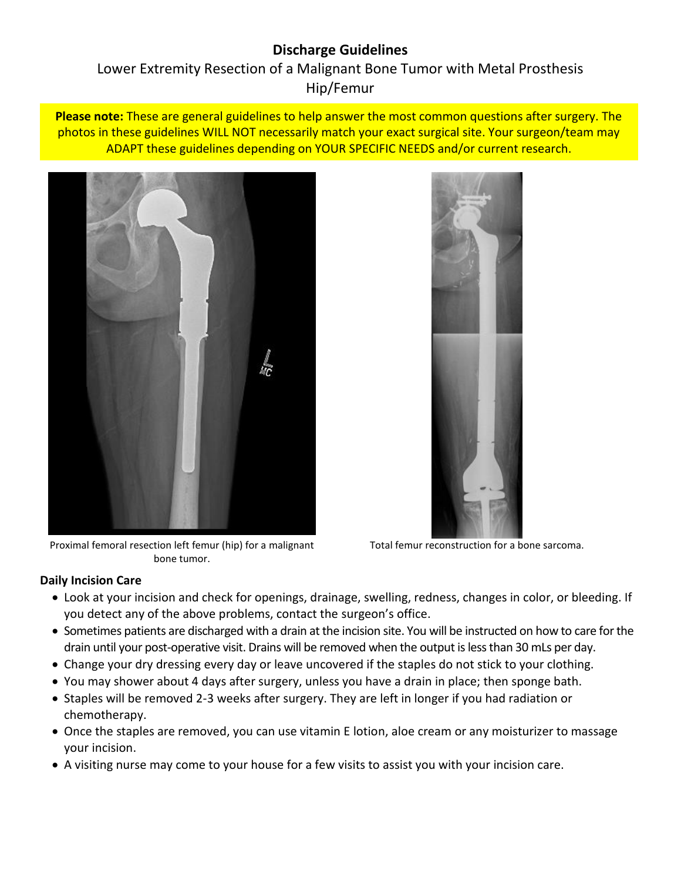# Discharge Guidelines

## Lower Extremity Resection of a Malignant Bone Tumor with Metal Prosthesis Hip/Femur

**Please note:** These are general guidelines to help answer the most common questions after surgery. The photos in these guidelines WILL NOT necessarily match your exact surgical site. Your surgeon/team may ADAPT these guidelines depending on YOUR SPECIFIC NEEDS and/or current research.

Proximal femoral resection left femur (hip) for a malignant bone tumor.

Total femur reconstruction for a bone sarcoma.

### Daily Incision Care

- Look at your incision and check for openings, drainage, swelling, redness, changes in color, or bleeding. If you detect any of the above problems, contact the surgeon's office.
- Sometimes patients are discharged with a drain at the incision site. You will be instructed on how to care for the drain until your post-operative visit. Drains will be removed when the output is less than 30 mLs per day.
- Change your dry dressing every day or leave uncovered if the staples do not stick to your clothing.
- You may shower about 4 days after surgery, unless you have a drain in place; then sponge bath.
- Staples will be removed 2-3 weeks after surgery. They are left in longer if you had radiation or chemotherapy.
- Once the staples are removed, you can use vitamin E lotion, aloe cream or any moisturizer to massage your incision.
- A visiting nurse may come to your house for a few visits to assist you with your incision care.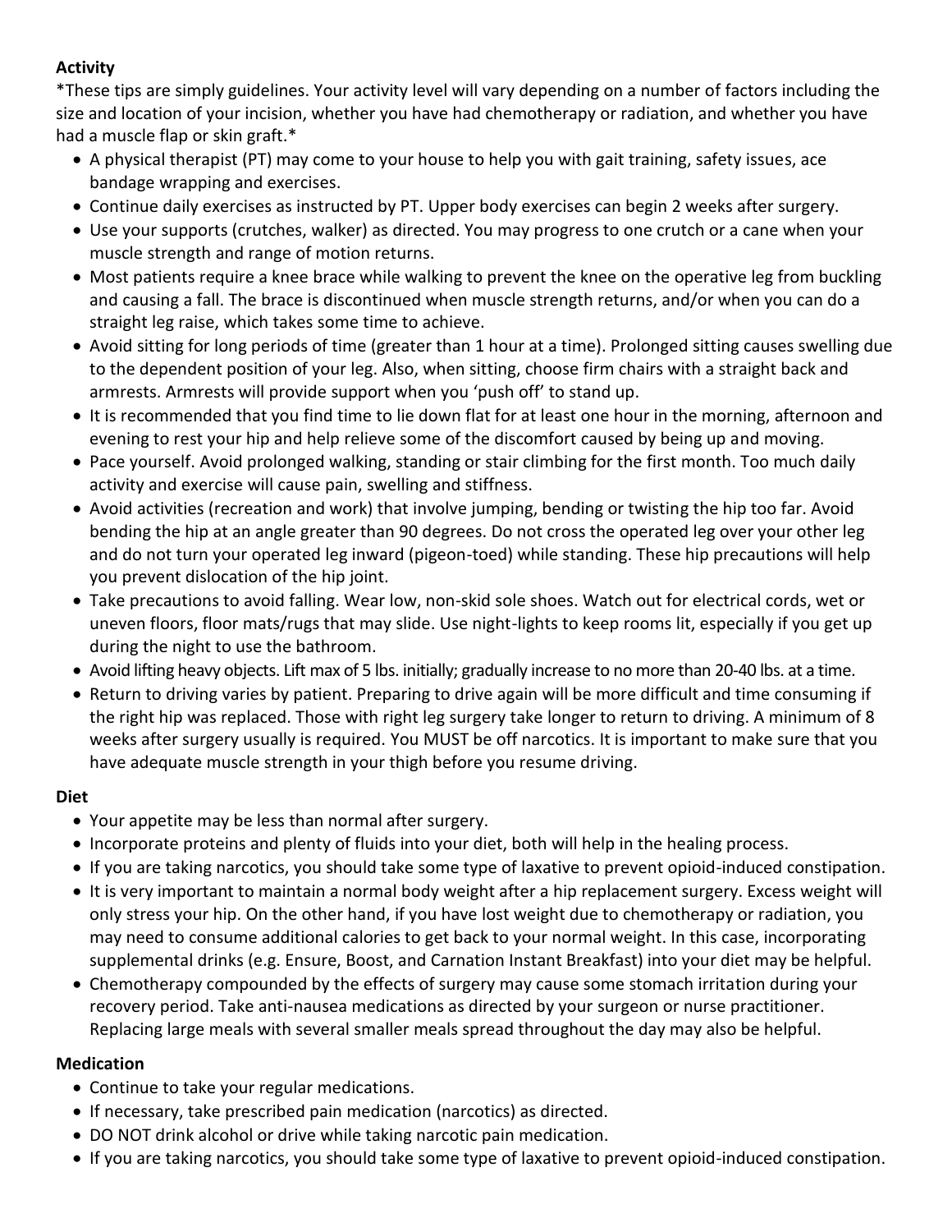**Activity**

*These tips are simply guidelines. Your activity level will vary depending on a number of factors including the size and location of your incision, whether you have had chemotherapy or radiation, and whether you have had a muscle flap or skin graft.*

- A physical therapist (PT) may come to your house to help you with gait training, safety issues, ace bandage wrapping and exercises.
- Continue daily exercises as instructed by PT. Upper body exercises can begin 2 weeks after surgery.
- Use your supports (crutches, walker) as directed. You may progress to one crutch or a cane when your muscle strength and range of motion returns.
- Most patients require a knee brace while walking to prevent the knee on the operative leg from buckling and causing a fall. The brace is discontinued when muscle strength returns, and/or when you can do a straight leg raise, which takes some time to achieve.
- Avoid sitting for long periods of time (greater than 1 hour at a time). Prolonged sitting causes swelling due to the dependent position of your leg. Also, when sitting, choose firm chairs with a straight back and armrests. Armrests will provide support when you 'push off' to stand up.
- It is recommended that you find time to lie down flat for at least one hour in the morning, afternoon and evening to rest your hip and help relieve some of the discomfort caused by being up and moving.
- Pace yourself. Avoid prolonged walking, standing or stair climbing for the first month. Too much daily activity and exercise will cause pain, swelling and stiffness.
- Avoid activities (recreation and work) that involve jumping, bending or twisting the hip too far. Avoid bending the hip at an angle greater than 90 degrees. Do not cross the operated leg over your other leg and do not turn your operated leg inward (pigeon-toed) while standing. These hip precautions will help you prevent dislocation of the hip joint.
- Take precautions to avoid falling. Wear low, non-skid sole shoes. Watch out for electrical cords, wet or uneven floors, floor mats/rugs that may slide. Use night-lights to keep rooms lit, especially if you get up during the night to use the bathroom.
- Avoid lifting heavy objects. Lift max of 5 lbs. initially; gradually increase to no more than 20-40 lbs. at a time.
- Return to driving varies by patient. Preparing to drive again will be more difficult and time consuming if the right hip was replaced. Those with right leg surgery take longer to return to driving. A minimum of 8 weeks after surgery usually is required. You MUST be off narcotics. It is important to make sure that you have adequate muscle strength in your thigh before you resume driving.

**Diet**

- Your appetite may be less than normal after surgery.
- Incorporate proteins and plenty of fluids into your diet, both will help in the healing process.
- If you are taking narcotics, you should take some type of laxative to prevent opioid-induced constipation.
- It is very important to maintain a normal body weight after a hip replacement surgery. Excess weight will only stress your hip. On the other hand, if you have lost weight due to chemotherapy or radiation, you may need to consume additional calories to get back to your normal weight. In this case, incorporating supplemental drinks (e.g. Ensure, Boost, and Carnation Instant Breakfast) into your diet may be helpful.
- Chemotherapy compounded by the effects of surgery may cause some stomach irritation during your recovery period. Take anti-nausea medications as directed by your surgeon or nurse practitioner. Replacing large meals with several smaller meals spread throughout the day may also be helpful.

**Medication**

- Continue to take your regular medications.
- If necessary, take prescribed pain medication (narcotics) as directed.
- DO NOT drink alcohol or drive while taking narcotic pain medication.
- If you are taking narcotics, you should take some type of laxative to prevent opioid-induced constipation.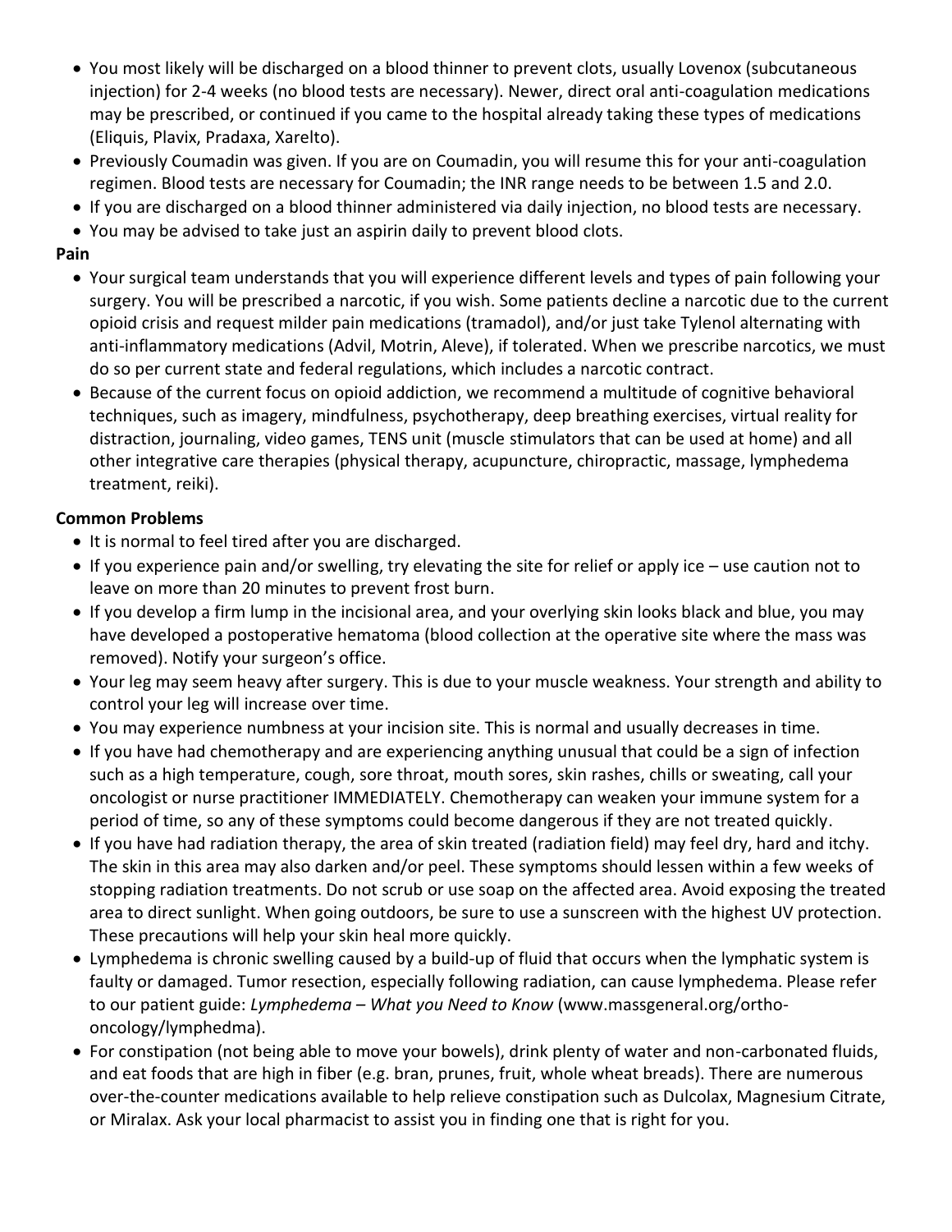- You most likely will be discharged on a blood thinner to prevent clots, usually Lovenox (subcutaneous injection) for 2-4 weeks (no blood tests are necessary). Newer, direct oral anti-coagulation medications may be prescribed, or continued if you came to the hospital already taking these types of medications (Eliquis, Plavix, Pradaxa, Xarelto).
- Previously Coumadin was given. If you are on Coumadin, you will resume this for your anti-coagulation regimen. Blood tests are necessary for Coumadin; the INR range needs to be between 1.5 and 2.0.
- If you are discharged on a blood thinner administered via daily injection, no blood tests are necessary.
- You may be advised to take just an aspirin daily to prevent blood clots.

**Pain**

- Your surgical team understands that you will experience different levels and types of pain following your surgery. You will be prescribed a narcotic, if you wish. Some patients decline a narcotic due to the current opioid crisis and request milder pain medications (tramadol), and/or just take Tylenol alternating with anti-inflammatory medications (Advil, Motrin, Aleve), if tolerated. When we prescribe narcotics, we must do so per current state and federal regulations, which includes a narcotic contract.
- Because of the current focus on opioid addiction, we recommend a multitude of cognitive behavioral techniques, such as imagery, mindfulness, psychotherapy, deep breathing exercises, virtual reality for distraction, journaling, video games, TENS unit (muscle stimulators that can be used at home) and all other integrative care therapies (physical therapy, acupuncture, chiropractic, massage, lymphedema treatment, reiki).

**Common Problems**

- It is normal to feel tired after you are discharged.
- If you experience pain and/or swelling, try elevating the site for relief or apply ice – use caution not to leave on more than 20 minutes to prevent frost burn.
- If you develop a firm lump in the incisional area, and your overlying skin looks black and blue, you may have developed a postoperative hematoma (blood collection at the operative site where the mass was removed). Notify your surgeon's office.
- Your leg may seem heavy after surgery. This is due to your muscle weakness. Your strength and ability to control your leg will increase over time.
- You may experience numbness at your incision site. This is normal and usually decreases in time.
- If you have had chemotherapy and are experiencing anything unusual that could be a sign of infection such as a high temperature, cough, sore throat, mouth sores, skin rashes, chills or sweating, call your oncologist or nurse practitioner IMMEDIATELY. Chemotherapy can weaken your immune system for a period of time, so any of these symptoms could become dangerous if they are not treated quickly.
- If you have had radiation therapy, the area of skin treated (radiation field) may feel dry, hard and itchy. The skin in this area may also darken and/or peel. These symptoms should lessen within a few weeks of stopping radiation treatments. Do not scrub or use soap on the affected area. Avoid exposing the treated area to direct sunlight. When going outdoors, be sure to use a sunscreen with the highest UV protection. These precautions will help your skin heal more quickly.
- Lymphedema is chronic swelling caused by a build-up of fluid that occurs when the lymphatic system is faulty or damaged. Tumor resection, especially following radiation, can cause lymphedema. Please refer to our patient guide: *Lymphedema – What you Need to Know* (www.massgeneral.org/ortho-oncology/lymphedma).
- For constipation (not being able to move your bowels), drink plenty of water and non-carbonated fluids, and eat foods that are high in fiber (e.g. bran, prunes, fruit, whole wheat breads). There are numerous over-the-counter medications available to help relieve constipation such as Dulcolax, Magnesium Citrate, or Miralax. Ask your local pharmacist to assist you in finding one that is right for you.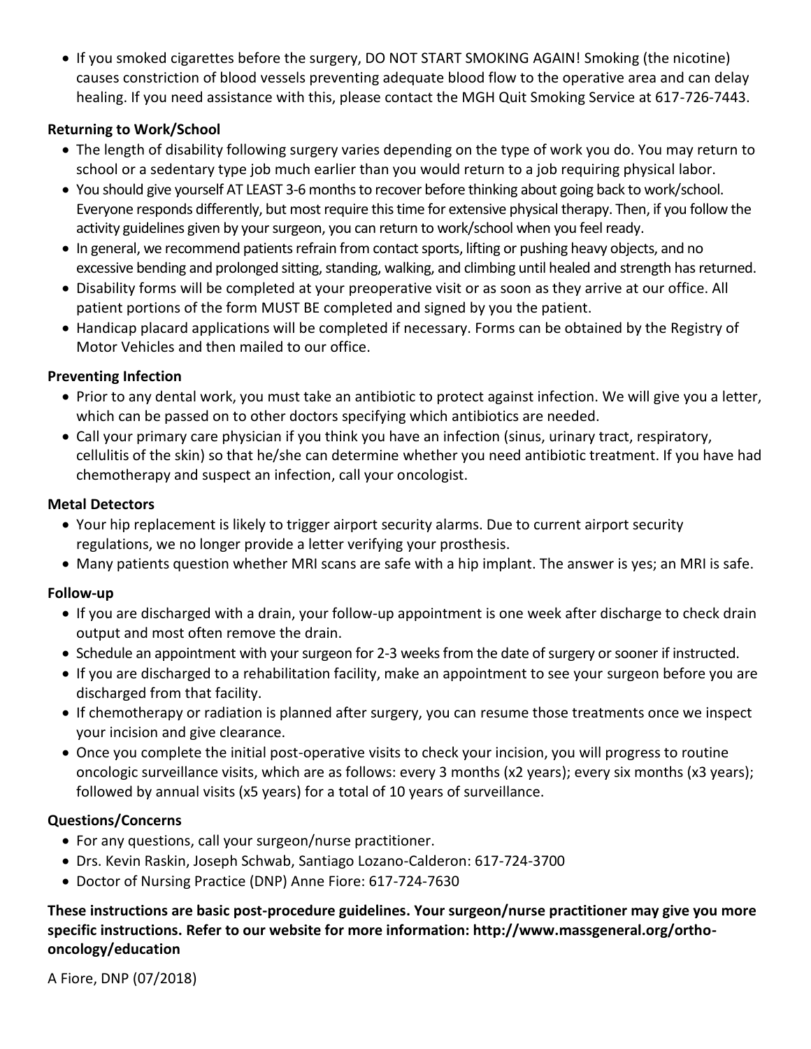- If you smoked cigarettes before the surgery, DO NOT START SMOKING AGAIN! Smoking (the nicotine) causes constriction of blood vessels preventing adequate blood flow to the operative area and can delay healing. If you need assistance with this, please contact the MGH Quit Smoking Service at 617-726-7443.

**Returning to Work/School**

- The length of disability following surgery varies depending on the type of work you do. You may return to school or a sedentary type job much earlier than you would return to a job requiring physical labor.
- You should give yourself AT LEAST 3-6 months to recover before thinking about going back to work/school. Everyone responds differently, but most require this time for extensive physical therapy. Then, if you follow the activity guidelines given by your surgeon, you can return to work/school when you feel ready.
- In general, we recommend patients refrain from contact sports, lifting or pushing heavy objects, and no excessive bending and prolonged sitting, standing, walking, and climbing until healed and strength has returned.
- Disability forms will be completed at your preoperative visit or as soon as they arrive at our office. All patient portions of the form MUST BE completed and signed by you the patient.
- Handicap placard applications will be completed if necessary. Forms can be obtained by the Registry of Motor Vehicles and then mailed to our office.

**Preventing Infection**

- Prior to any dental work, you must take an antibiotic to protect against infection. We will give you a letter, which can be passed on to other doctors specifying which antibiotics are needed.
- Call your primary care physician if you think you have an infection (sinus, urinary tract, respiratory, cellulitis of the skin) so that he/she can determine whether you need antibiotic treatment. If you have had chemotherapy and suspect an infection, call your oncologist.

**Metal Detectors**

- Your hip replacement is likely to trigger airport security alarms. Due to current airport security regulations, we no longer provide a letter verifying your prosthesis.
- Many patients question whether MRI scans are safe with a hip implant. The answer is yes; an MRI is safe.

**Follow-up**

- If you are discharged with a drain, your follow-up appointment is one week after discharge to check drain output and most often remove the drain.
- Schedule an appointment with your surgeon for 2-3 weeks from the date of surgery or sooner if instructed.
- If you are discharged to a rehabilitation facility, make an appointment to see your surgeon before you are discharged from that facility.
- If chemotherapy or radiation is planned after surgery, you can resume those treatments once we inspect your incision and give clearance.
- Once you complete the initial post-operative visits to check your incision, you will progress to routine oncologic surveillance visits, which are as follows: every 3 months (x2 years); every six months (x3 years); followed by annual visits (x5 years) for a total of 10 years of surveillance.

**Questions/Concerns**

- For any questions, call your surgeon/nurse practitioner.
- Drs. Kevin Raskin, Joseph Schwab, Santiago Lozano-Calderon: 617-724-3700
- Doctor of Nursing Practice (DNP) Anne Fiore: 617-724-7630

**These instructions are basic post-procedure guidelines. Your surgeon/nurse practitioner may give you more specific instructions. Refer to our website for more information: http://www.massgeneral.org/ortho-oncology/education**

A Fiore, DNP (07/2018)